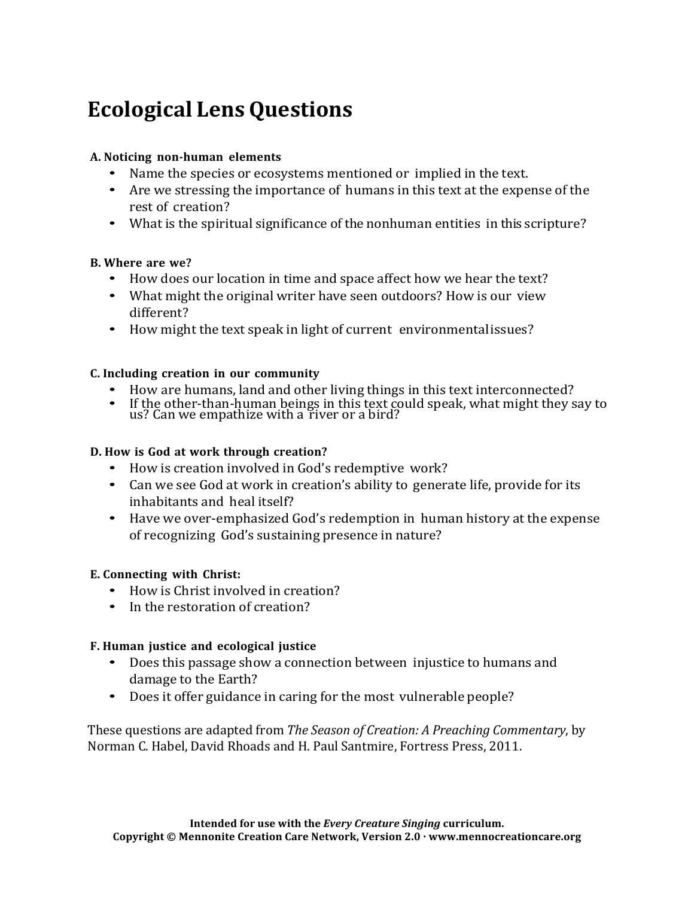# Ecological Lens Questions

**A. Noticing non-human elements**

- Name the species or ecosystems mentioned or implied in the text.
- Are we stressing the importance of humans in this text at the expense of the rest of creation?
- What is the spiritual significance of the nonhuman entities in this scripture?

**B. Where are we?**

- How does our location in time and space affect how we hear the text?
- What might the original writer have seen outdoors? How is our view different?
- How might the text speak in light of current environmental issues?

**C. Including creation in our community**

- How are humans, land and other living things in this text interconnected?
- If the other-than-human beings in this text could speak, what might they say to us? Can we empathize with a river or a bird?

**D. How is God at work through creation?**

- How is creation involved in God's redemptive work?
- Can we see God at work in creation's ability to generate life, provide for its inhabitants and heal itself?
- Have we over-emphasized God's redemption in human history at the expense of recognizing God's sustaining presence in nature?

**E. Connecting with Christ:**

- How is Christ involved in creation?
- In the restoration of creation?

**F. Human justice and ecological justice**

- Does this passage show a connection between injustice to humans and damage to the Earth?
- Does it offer guidance in caring for the most vulnerable people?

These questions are adapted from *The Season of Creation: A Preaching Commentary*, by Norman C. Habel, David Rhoads and H. Paul Santmire, Fortress Press, 2011.

**Intended for use with the *Every Creature Singing* curriculum.**
**Copyright © Mennonite Creation Care Network, Version 2.0 · www.mennocreationcare.org**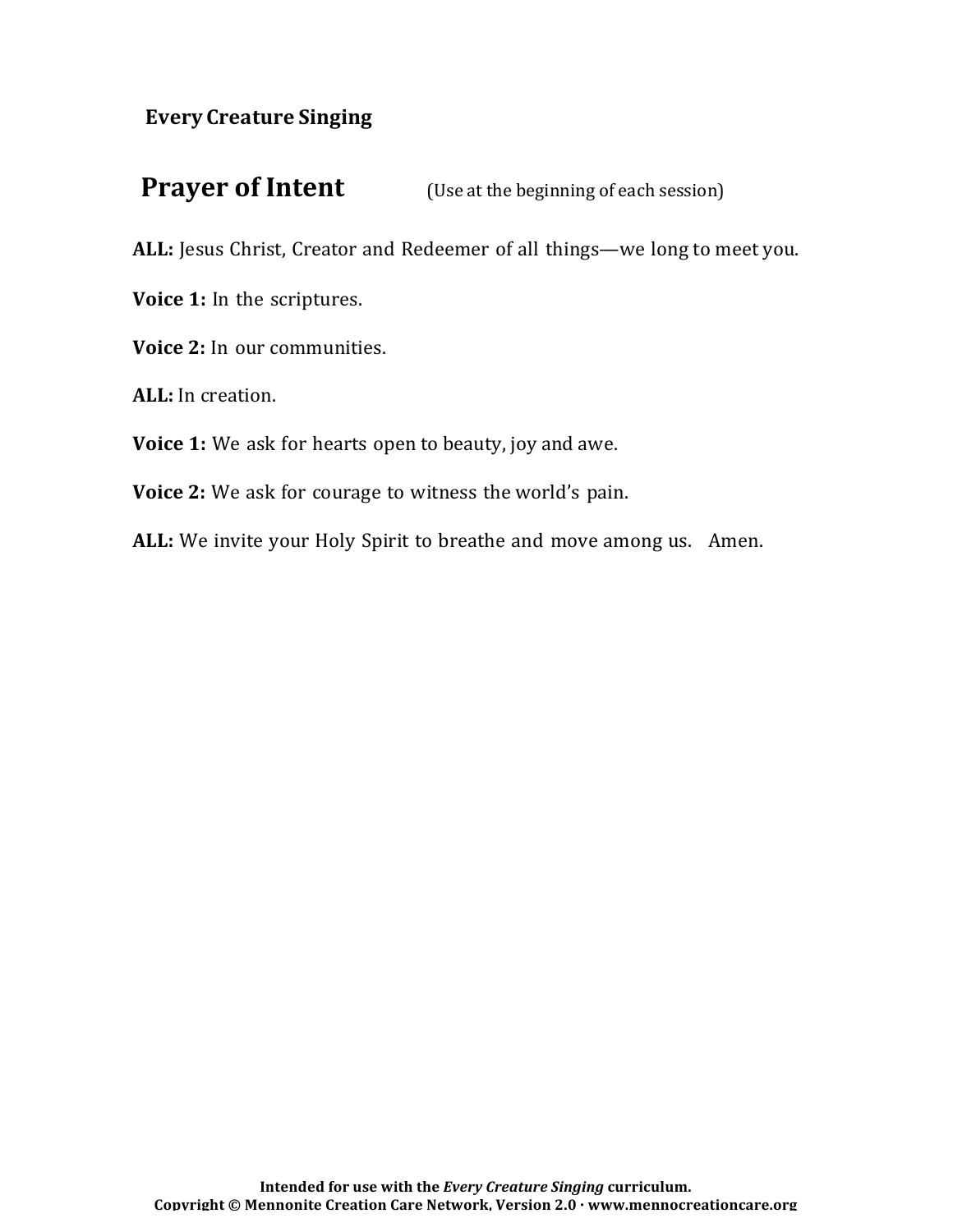**Every Creature Singing**

## Prayer of Intent

(Use at the beginning of each session)

**ALL:** Jesus Christ, Creator and Redeemer of all things—we long to meet you.

**Voice 1:** In the scriptures.

**Voice 2:** In our communities.

**ALL:** In creation.

**Voice 1:** We ask for hearts open to beauty, joy and awe.

**Voice 2:** We ask for courage to witness the world's pain.

**ALL:** We invite your Holy Spirit to breathe and move among us. Amen.

**Intended for use with the *Every Creature Singing* curriculum.**
**Copyright © Mennonite Creation Care Network, Version 2.0 · www.mennocreationcare.org**